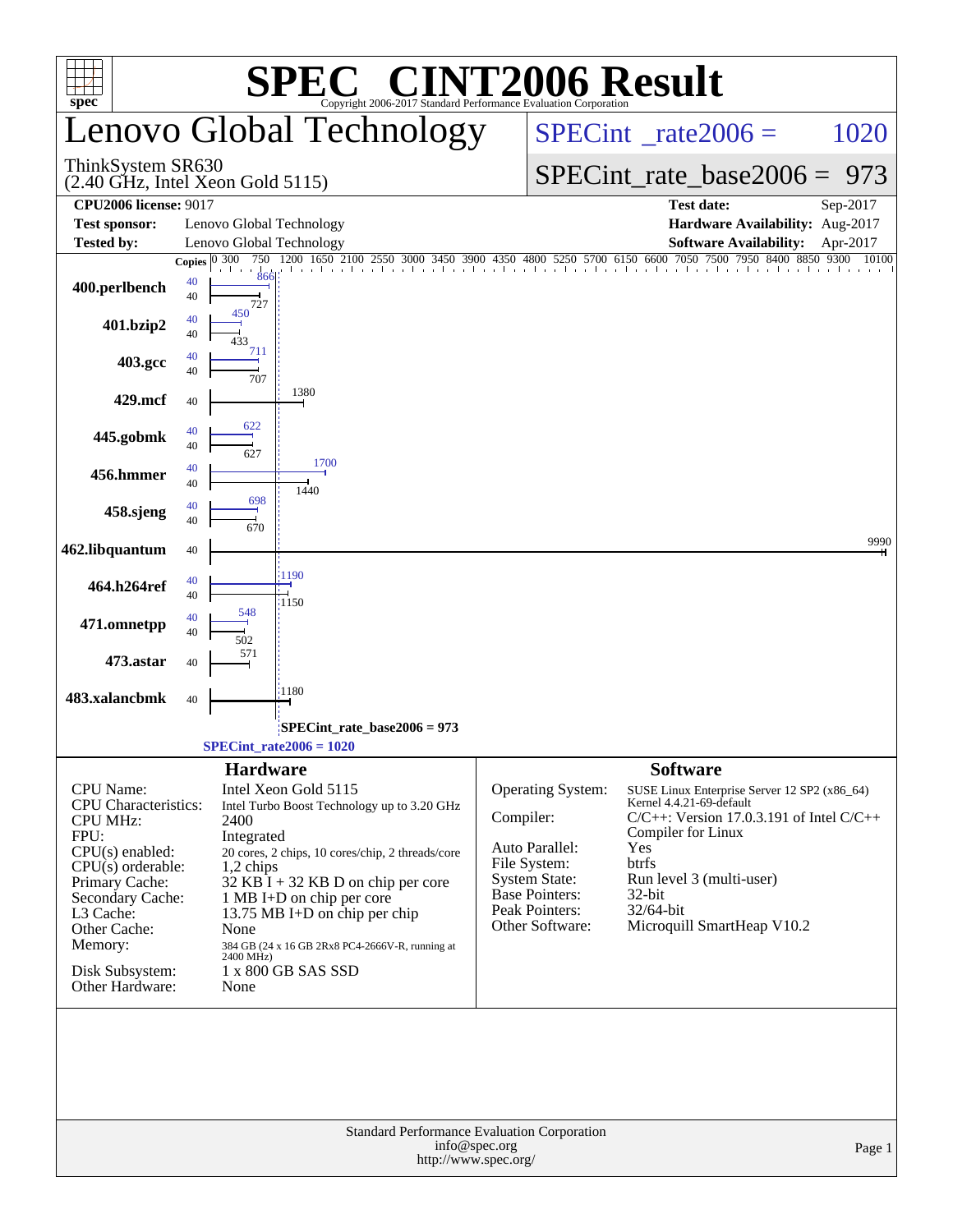# SPEC CINT2006 Result

Copyright 2006-2017 Standard Performance Evaluation Corporation

## Lenovo Global Technology

ThinkSystem SR630
(2.40 GHz, Intel Xeon Gold 5115)

SPECint_rate2006 = 1020

SPECint_rate_base2006 = 973

| | | | |
|---|---|---|---|
| **CPU2006 license:** 9017 | | **Test date:** | Sep-2017 |
| **Test sponsor:** | Lenovo Global Technology | **Hardware Availability:** | Aug-2017 |
| **Tested by:** | Lenovo Global Technology | **Software Availability:** | Apr-2017 |

| Benchmark | Copies | Peak | Base |
|---|---|---|---|
| 400.perlbench | 40 | 866 | 727 |
| 401.bzip2 | 40 | 450 | 433 |
| 403.gcc | 40 | 711 | 707 |
| 429.mcf | 40 | | 1380 |
| 445.gobmk | 40 | 622 | 627 |
| 456.hmmer | 40 | 1700 | 1440 |
| 458.sjeng | 40 | 698 | 670 |
| 462.libquantum | 40 | | 9990 |
| 464.h264ref | 40 | 1190 | 1150 |
| 471.omnetpp | 40 | 548 | 502 |
| 473.astar | 40 | | 571 |
| 483.xalancbmk | 40 | | 1180 |

SPECint_rate_base2006 = 973

SPECint_rate2006 = 1020

### Hardware

| | |
|---|---|
| CPU Name: | Intel Xeon Gold 5115 |
| CPU Characteristics: | Intel Turbo Boost Technology up to 3.20 GHz |
| CPU MHz: | 2400 |
| FPU: | Integrated |
| CPU(s) enabled: | 20 cores, 2 chips, 10 cores/chip, 2 threads/core |
| CPU(s) orderable: | 1,2 chips |
| Primary Cache: | 32 KB I + 32 KB D on chip per core |
| Secondary Cache: | 1 MB I+D on chip per core |
| L3 Cache: | 13.75 MB I+D on chip per chip |
| Other Cache: | None |
| Memory: | 384 GB (24 x 16 GB 2Rx8 PC4-2666V-R, running at 2400 MHz) |
| Disk Subsystem: | 1 x 800 GB SAS SSD |
| Other Hardware: | None |

### Software

| | |
|---|---|
| Operating System: | SUSE Linux Enterprise Server 12 SP2 (x86_64) Kernel 4.4.21-69-default |
| Compiler: | C/C++: Version 17.0.3.191 of Intel C/C++ Compiler for Linux |
| Auto Parallel: | Yes |
| File System: | btrfs |
| System State: | Run level 3 (multi-user) |
| Base Pointers: | 32-bit |
| Peak Pointers: | 32/64-bit |
| Other Software: | Microquill SmartHeap V10.2 |

Standard Performance Evaluation Corporation
info@spec.org
http://www.spec.org/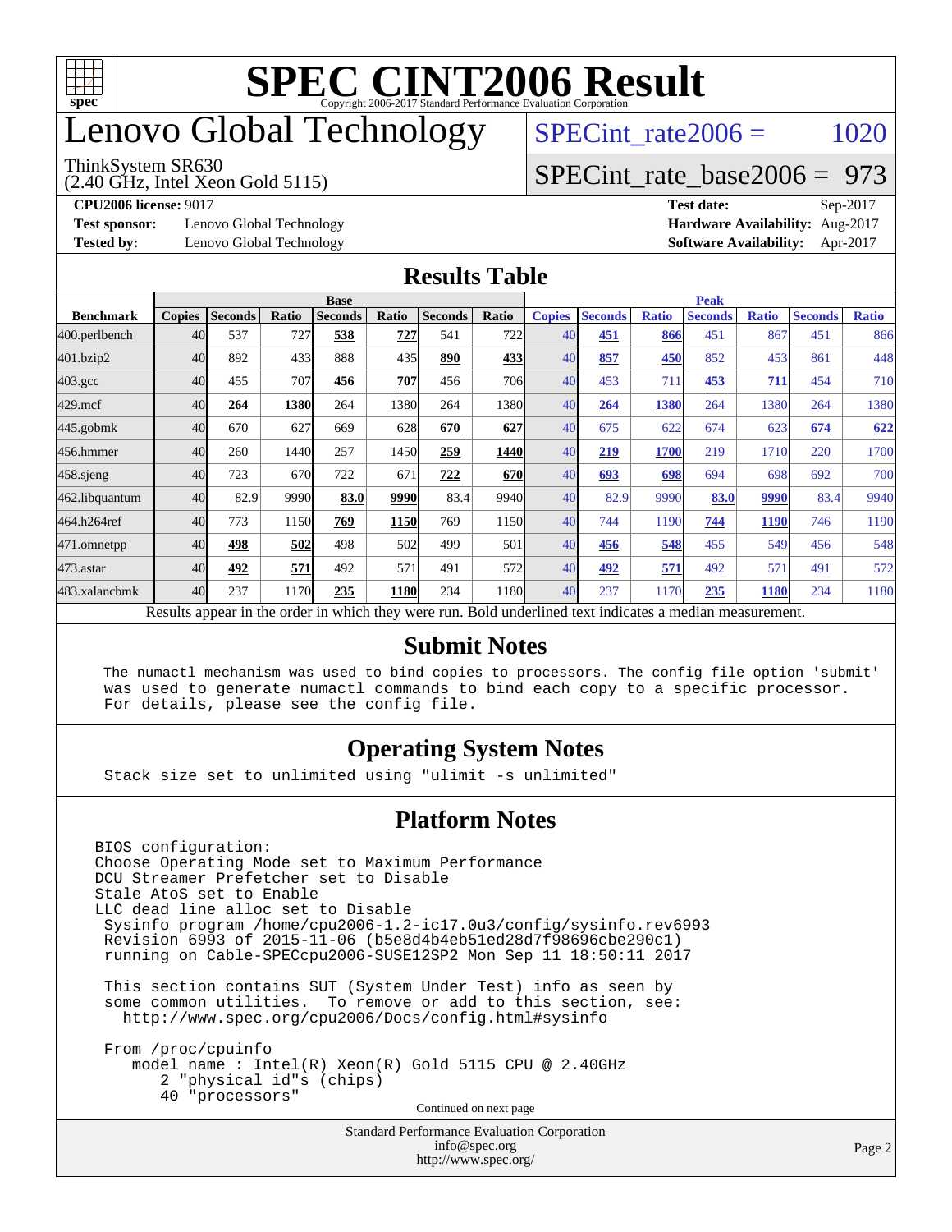# SPEC CINT2006 Result

Copyright 2006-2017 Standard Performance Evaluation Corporation

# Lenovo Global Technology

ThinkSystem SR630
(2.40 GHz, Intel Xeon Gold 5115)

SPECint_rate2006 = 1020

SPECint_rate_base2006 = 973

**CPU2006 license:** 9017
**Test sponsor:** Lenovo Global Technology
**Tested by:** Lenovo Global Technology

**Test date:** Sep-2017
**Hardware Availability:** Aug-2017
**Software Availability:** Apr-2017

## Results Table

| | Base | | | | | | | Peak | | | | | | |
|---|---|---|---|---|---|---|---|---|---|---|---|---|---|---|
| **Benchmark** | **Copies** | **Seconds** | **Ratio** | **Seconds** | **Ratio** | **Seconds** | **Ratio** | **Copies** | **Seconds** | **Ratio** | **Seconds** | **Ratio** | **Seconds** | **Ratio** |
| 400.perlbench | 40 | 537 | 727 | **538** | **727** | 541 | 722 | 40 | **451** | **866** | 451 | 867 | 451 | 866 |
| 401.bzip2 | 40 | 892 | 433 | 888 | 435 | **890** | **433** | 40 | **857** | **450** | 852 | 453 | 861 | 448 |
| 403.gcc | 40 | 455 | 707 | **456** | **707** | 456 | 706 | 40 | 453 | 711 | **453** | **711** | 454 | 710 |
| 429.mcf | 40 | **264** | **1380** | 264 | 1380 | 264 | 1380 | 40 | **264** | **1380** | 264 | 1380 | 264 | 1380 |
| 445.gobmk | 40 | 670 | 627 | 669 | 628 | **670** | **627** | 40 | 675 | 622 | 674 | 623 | **674** | **622** |
| 456.hmmer | 40 | 260 | 1440 | 257 | 1450 | **259** | **1440** | 40 | **219** | **1700** | 219 | 1710 | 220 | 1700 |
| 458.sjeng | 40 | 723 | 670 | 722 | 671 | **722** | **670** | 40 | **693** | **698** | 694 | 698 | 692 | 700 |
| 462.libquantum | 40 | 82.9 | 9990 | **83.0** | **9990** | 83.4 | 9940 | 40 | 82.9 | 9990 | **83.0** | **9990** | 83.4 | 9940 |
| 464.h264ref | 40 | 773 | 1150 | **769** | **1150** | 769 | 1150 | 40 | 744 | 1190 | **744** | **1190** | 746 | 1190 |
| 471.omnetpp | 40 | **498** | **502** | 498 | 502 | 499 | 501 | 40 | **456** | **548** | 455 | 549 | 456 | 548 |
| 473.astar | 40 | **492** | **571** | 492 | 571 | 491 | 572 | 40 | **492** | **571** | 492 | 571 | 491 | 572 |
| 483.xalancbmk | 40 | 237 | 1170 | **235** | **1180** | 234 | 1180 | 40 | 237 | 1170 | **235** | **1180** | 234 | 1180 |

Results appear in the order in which they were run. Bold underlined text indicates a median measurement.

## Submit Notes

```
The numactl mechanism was used to bind copies to processors. The config file option 'submit'
was used to generate numactl commands to bind each copy to a specific processor.
For details, please see the config file.
```

## Operating System Notes

```
Stack size set to unlimited using "ulimit -s unlimited"
```

## Platform Notes

```
BIOS configuration:
Choose Operating Mode set to Maximum Performance
DCU Streamer Prefetcher set to Disable
Stale AtoS set to Enable
LLC dead line alloc set to Disable
 Sysinfo program /home/cpu2006-1.2-ic17.0u3/config/sysinfo.rev6993
 Revision 6993 of 2015-11-06 (b5e8d4b4eb51ed28d7f98696cbe290c1)
 running on Cable-SPECcpu2006-SUSE12SP2 Mon Sep 11 18:50:11 2017

 This section contains SUT (System Under Test) info as seen by
 some common utilities.  To remove or add to this section, see:
   http://www.spec.org/cpu2006/Docs/config.html#sysinfo

 From /proc/cpuinfo
    model name : Intel(R) Xeon(R) Gold 5115 CPU @ 2.40GHz
       2 "physical id"s (chips)
       40 "processors"
```

Continued on next page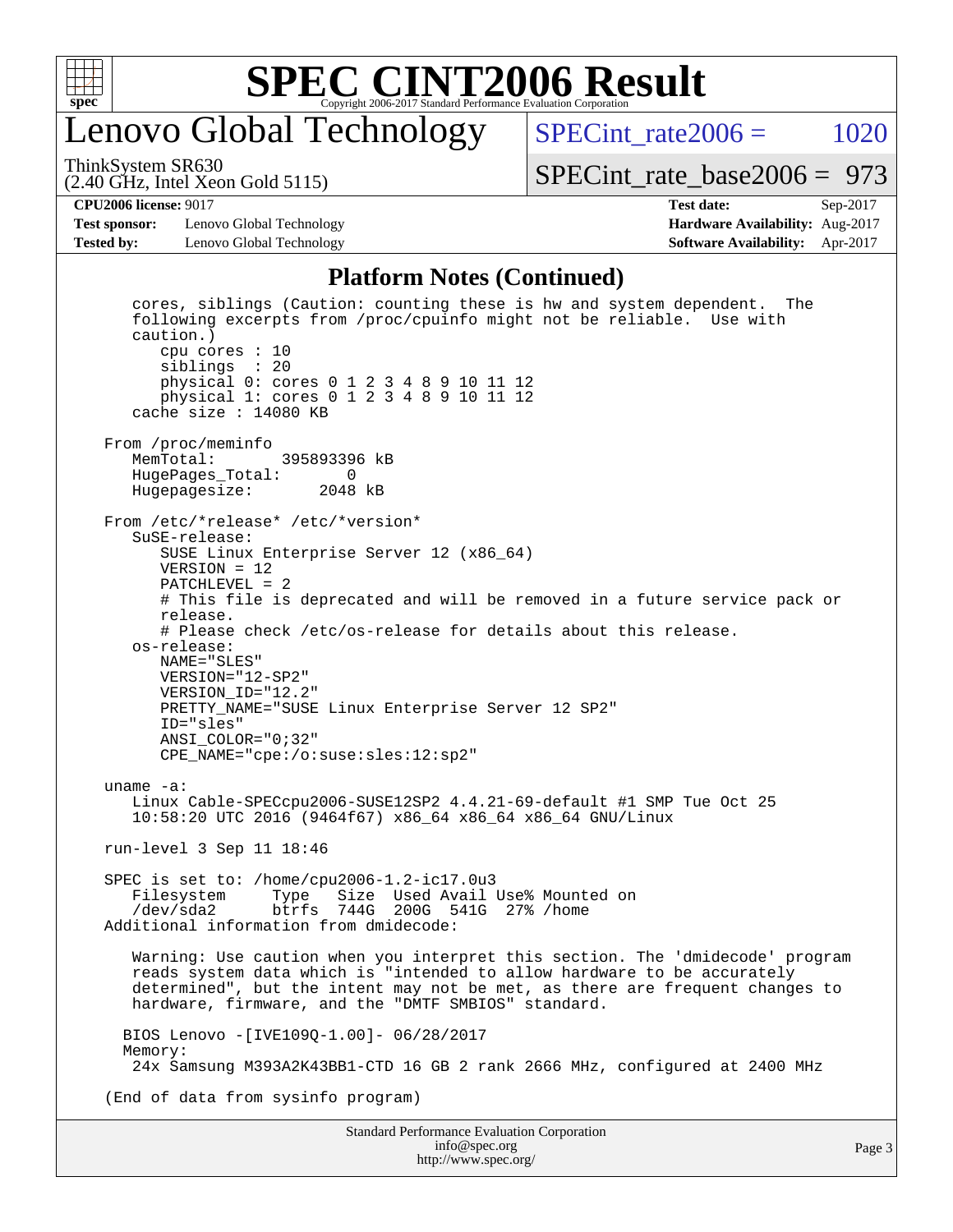# Lenovo Global Technology

ThinkSystem SR630
(2.40 GHz, Intel Xeon Gold 5115)

SPECint_rate2006 = 1020

SPECint_rate_base2006 = 973

| **CPU2006 license:** 9017 | | **Test date:** | Sep-2017 |
|---|---|---|---|
| **Test sponsor:** | Lenovo Global Technology | **Hardware Availability:** | Aug-2017 |
| **Tested by:** | Lenovo Global Technology | **Software Availability:** | Apr-2017 |

## Platform Notes (Continued)

```
    cores, siblings (Caution: counting these is hw and system dependent.  The
    following excerpts from /proc/cpuinfo might not be reliable.  Use with
    caution.)
       cpu cores : 10
       siblings  : 20
       physical 0: cores 0 1 2 3 4 8 9 10 11 12
       physical 1: cores 0 1 2 3 4 8 9 10 11 12
    cache size : 14080 KB

 From /proc/meminfo
    MemTotal:       395893396 kB
    HugePages_Total:       0
    Hugepagesize:       2048 kB

 From /etc/*release* /etc/*version*
    SuSE-release:
       SUSE Linux Enterprise Server 12 (x86_64)
       VERSION = 12
       PATCHLEVEL = 2
       # This file is deprecated and will be removed in a future service pack or
       release.
       # Please check /etc/os-release for details about this release.
    os-release:
       NAME="SLES"
       VERSION="12-SP2"
       VERSION_ID="12.2"
       PRETTY_NAME="SUSE Linux Enterprise Server 12 SP2"
       ID="sles"
       ANSI_COLOR="0;32"
       CPE_NAME="cpe:/o:suse:sles:12:sp2"

 uname -a:
    Linux Cable-SPECcpu2006-SUSE12SP2 4.4.21-69-default #1 SMP Tue Oct 25
    10:58:20 UTC 2016 (9464f67) x86_64 x86_64 x86_64 GNU/Linux

 run-level 3 Sep 11 18:46

 SPEC is set to: /home/cpu2006-1.2-ic17.0u3
    Filesystem     Type   Size  Used Avail Use% Mounted on
    /dev/sda2      btrfs  744G  200G  541G  27% /home
 Additional information from dmidecode:

    Warning: Use caution when you interpret this section. The 'dmidecode' program
    reads system data which is "intended to allow hardware to be accurately
    determined", but the intent may not be met, as there are frequent changes to
    hardware, firmware, and the "DMTF SMBIOS" standard.

   BIOS Lenovo -[IVE109Q-1.00]- 06/28/2017
   Memory:
    24x Samsung M393A2K43BB1-CTD 16 GB 2 rank 2666 MHz, configured at 2400 MHz

 (End of data from sysinfo program)
```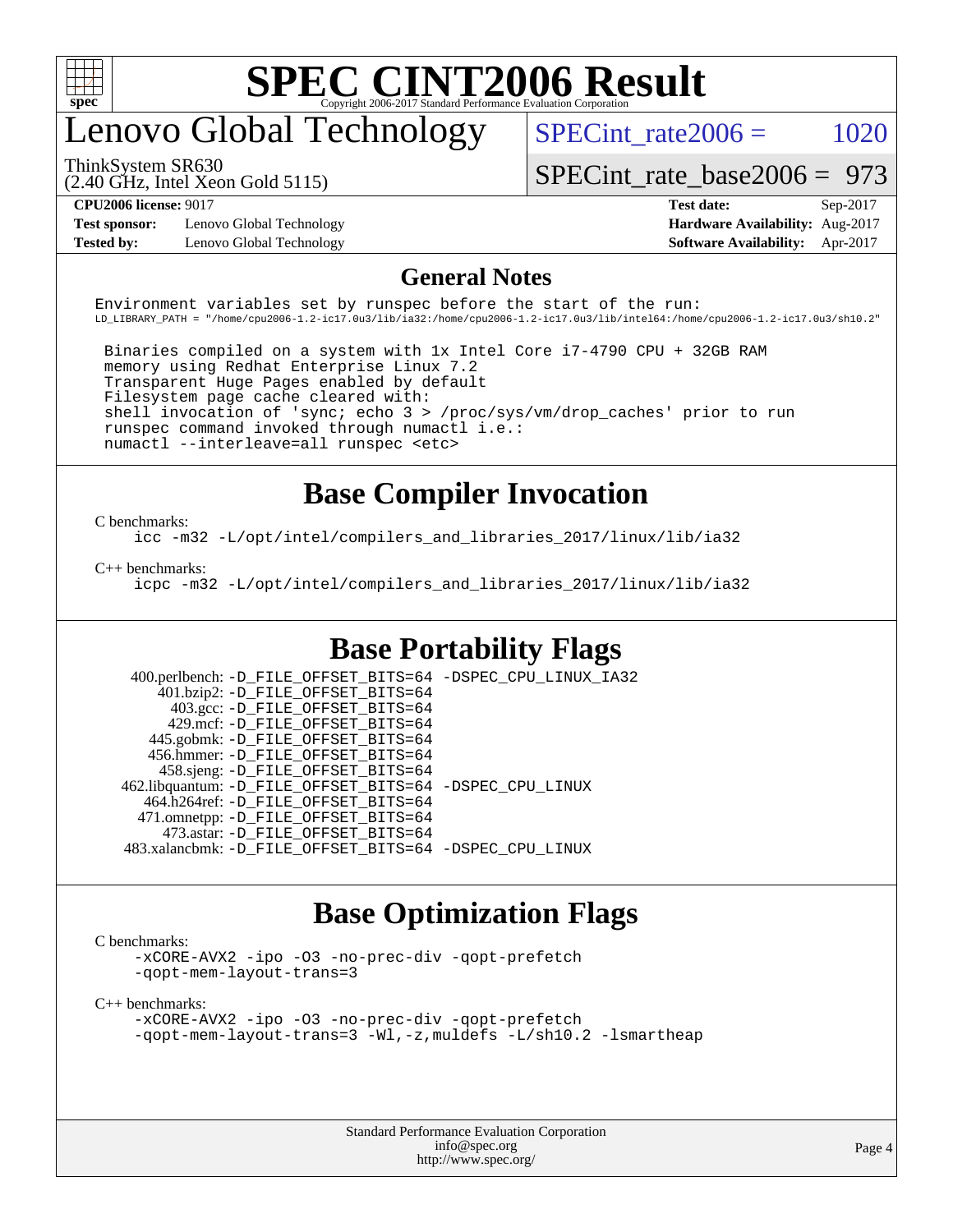# SPEC CINT2006 Result

## Lenovo Global Technology

ThinkSystem SR630
(2.40 GHz, Intel Xeon Gold 5115)

SPECint_rate2006 = 1020

SPECint_rate_base2006 = 973

| | | | |
|---|---|---|---|
| **CPU2006 license:** 9017 | | **Test date:** | Sep-2017 |
| **Test sponsor:** | Lenovo Global Technology | **Hardware Availability:** | Aug-2017 |
| **Tested by:** | Lenovo Global Technology | **Software Availability:** | Apr-2017 |

## General Notes

```
Environment variables set by runspec before the start of the run:
LD_LIBRARY_PATH = "/home/cpu2006-1.2-ic17.0u3/lib/ia32:/home/cpu2006-1.2-ic17.0u3/lib/intel64:/home/cpu2006-1.2-ic17.0u3/sh10.2"

 Binaries compiled on a system with 1x Intel Core i7-4790 CPU + 32GB RAM
 memory using Redhat Enterprise Linux 7.2
 Transparent Huge Pages enabled by default
 Filesystem page cache cleared with:
 shell invocation of 'sync; echo 3 > /proc/sys/vm/drop_caches' prior to run
 runspec command invoked through numactl i.e.:
 numactl --interleave=all runspec <etc>
```

## Base Compiler Invocation

C benchmarks:

```
icc -m32 -L/opt/intel/compilers_and_libraries_2017/linux/lib/ia32
```

C++ benchmarks:

```
icpc -m32 -L/opt/intel/compilers_and_libraries_2017/linux/lib/ia32
```

## Base Portability Flags

```
 400.perlbench: -D_FILE_OFFSET_BITS=64 -DSPEC_CPU_LINUX_IA32
     401.bzip2: -D_FILE_OFFSET_BITS=64
       403.gcc: -D_FILE_OFFSET_BITS=64
       429.mcf: -D_FILE_OFFSET_BITS=64
     445.gobmk: -D_FILE_OFFSET_BITS=64
    456.hmmer: -D_FILE_OFFSET_BITS=64
     458.sjeng: -D_FILE_OFFSET_BITS=64
462.libquantum: -D_FILE_OFFSET_BITS=64 -DSPEC_CPU_LINUX
   464.h264ref: -D_FILE_OFFSET_BITS=64
   471.omnetpp: -D_FILE_OFFSET_BITS=64
     473.astar: -D_FILE_OFFSET_BITS=64
 483.xalancbmk: -D_FILE_OFFSET_BITS=64 -DSPEC_CPU_LINUX
```

## Base Optimization Flags

C benchmarks:

```
-xCORE-AVX2 -ipo -O3 -no-prec-div -qopt-prefetch
-qopt-mem-layout-trans=3
```

C++ benchmarks:

```
-xCORE-AVX2 -ipo -O3 -no-prec-div -qopt-prefetch
-qopt-mem-layout-trans=3 -Wl,-z,muldefs -L/sh10.2 -lsmartheap
```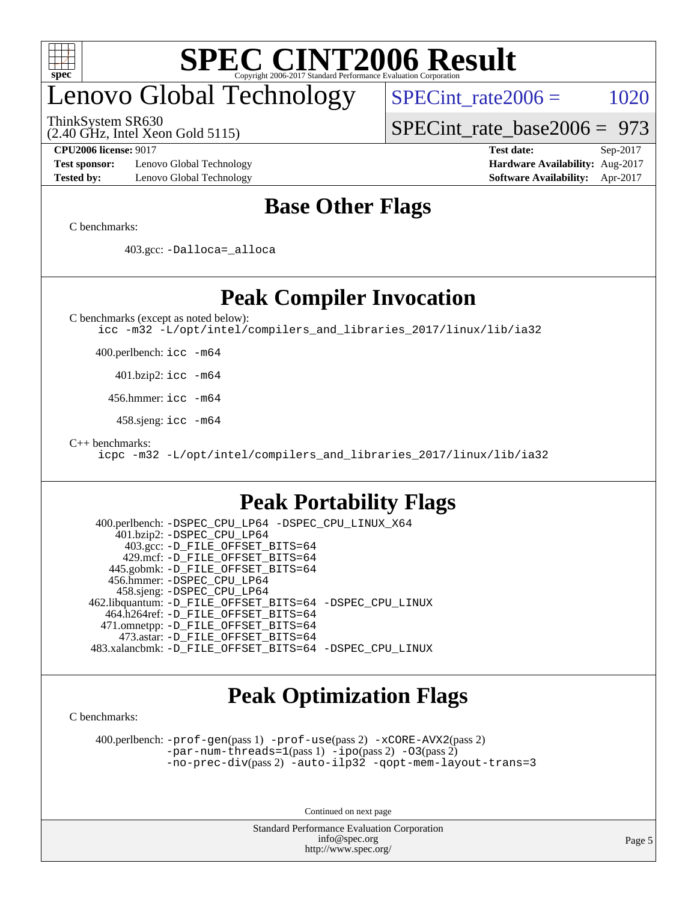# SPEC CINT2006 Result

Copyright 2006-2017 Standard Performance Evaluation Corporation

## Lenovo Global Technology

ThinkSystem SR630
(2.40 GHz, Intel Xeon Gold 5115)

SPECint_rate2006 = 1020

SPECint_rate_base2006 = 973

| | | | |
|---|---|---|---|
| **CPU2006 license:** 9017 | | **Test date:** | Sep-2017 |
| **Test sponsor:** | Lenovo Global Technology | **Hardware Availability:** | Aug-2017 |
| **Tested by:** | Lenovo Global Technology | **Software Availability:** | Apr-2017 |

## Base Other Flags

C benchmarks:

403.gcc: `-Dalloca=_alloca`

## Peak Compiler Invocation

C benchmarks (except as noted below):

```
icc -m32 -L/opt/intel/compilers_and_libraries_2017/linux/lib/ia32
```

400.perlbench: `icc -m64`

401.bzip2: `icc -m64`

456.hmmer: `icc -m64`

458.sjeng: `icc -m64`

C++ benchmarks:

```
icpc -m32 -L/opt/intel/compilers_and_libraries_2017/linux/lib/ia32
```

## Peak Portability Flags

400.perlbench: `-DSPEC_CPU_LP64 -DSPEC_CPU_LINUX_X64`
401.bzip2: `-DSPEC_CPU_LP64`
403.gcc: `-D_FILE_OFFSET_BITS=64`
429.mcf: `-D_FILE_OFFSET_BITS=64`
445.gobmk: `-D_FILE_OFFSET_BITS=64`
456.hmmer: `-DSPEC_CPU_LP64`
458.sjeng: `-DSPEC_CPU_LP64`
462.libquantum: `-D_FILE_OFFSET_BITS=64 -DSPEC_CPU_LINUX`
464.h264ref: `-D_FILE_OFFSET_BITS=64`
471.omnetpp: `-D_FILE_OFFSET_BITS=64`
473.astar: `-D_FILE_OFFSET_BITS=64`
483.xalancbmk: `-D_FILE_OFFSET_BITS=64 -DSPEC_CPU_LINUX`

## Peak Optimization Flags

C benchmarks:

400.perlbench: `-prof-gen`(pass 1) `-prof-use`(pass 2) `-xCORE-AVX2`(pass 2) `-par-num-threads=1`(pass 1) `-ipo`(pass 2) `-O3`(pass 2) `-no-prec-div`(pass 2) `-auto-ilp32` `-qopt-mem-layout-trans=3`

Continued on next page

Standard Performance Evaluation Corporation
info@spec.org
http://www.spec.org/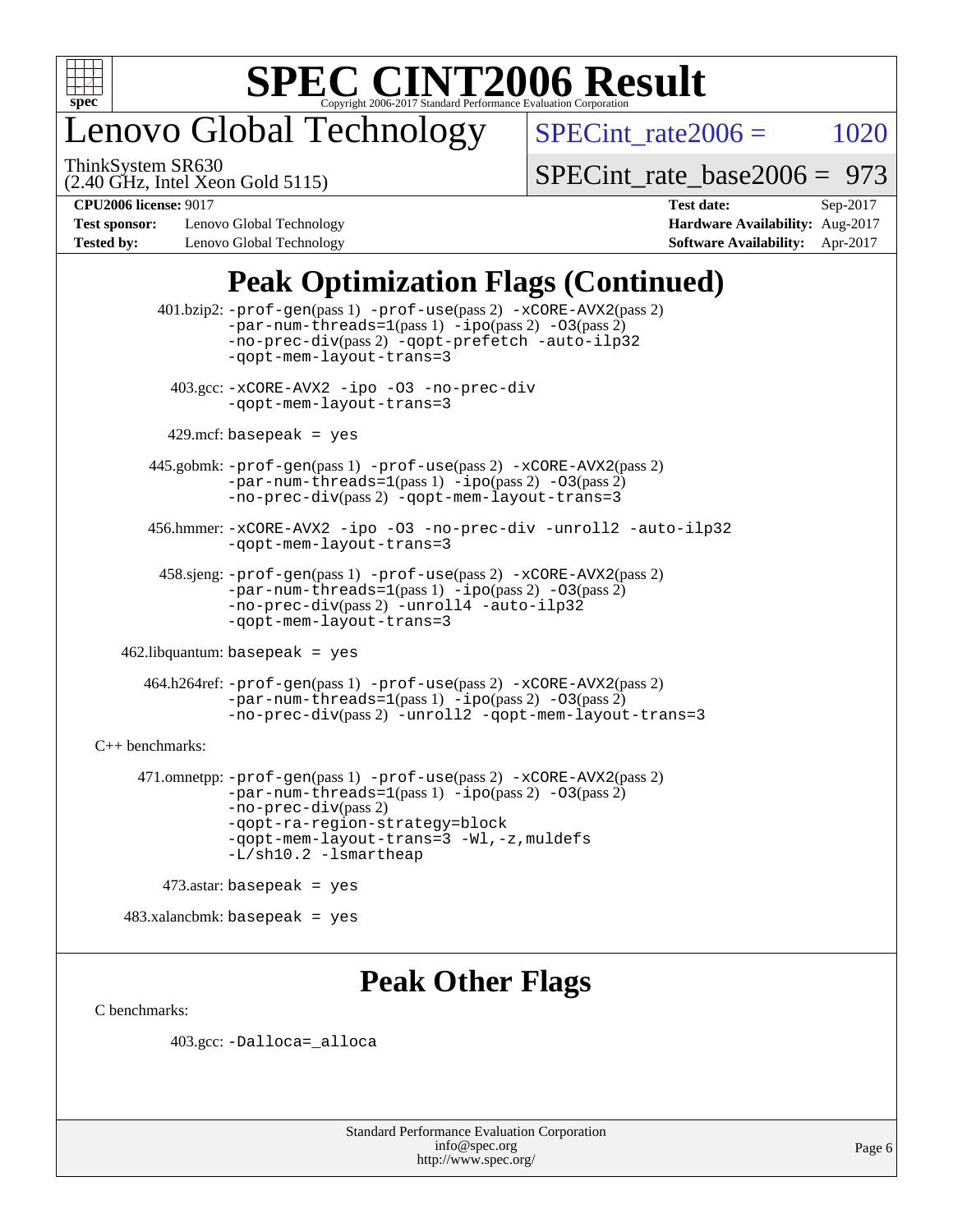# Lenovo Global Technology

**SPECint_rate2006 = 1020**

ThinkSystem SR630
(2.40 GHz, Intel Xeon Gold 5115)

**SPECint_rate_base2006 = 973**

**CPU2006 license:** 9017 **Test date:** Sep-2017
**Test sponsor:** Lenovo Global Technology **Hardware Availability:** Aug-2017
**Tested by:** Lenovo Global Technology **Software Availability:** Apr-2017

## Peak Optimization Flags (Continued)

401.bzip2: -prof-gen(pass 1) -prof-use(pass 2) -xCORE-AVX2(pass 2) -par-num-threads=1(pass 1) -ipo(pass 2) -O3(pass 2) -no-prec-div(pass 2) -qopt-prefetch -auto-ilp32 -qopt-mem-layout-trans=3

403.gcc: -xCORE-AVX2 -ipo -O3 -no-prec-div -qopt-mem-layout-trans=3

429.mcf: basepeak = yes

445.gobmk: -prof-gen(pass 1) -prof-use(pass 2) -xCORE-AVX2(pass 2) -par-num-threads=1(pass 1) -ipo(pass 2) -O3(pass 2) -no-prec-div(pass 2) -qopt-mem-layout-trans=3

456.hmmer: -xCORE-AVX2 -ipo -O3 -no-prec-div -unroll2 -auto-ilp32 -qopt-mem-layout-trans=3

458.sjeng: -prof-gen(pass 1) -prof-use(pass 2) -xCORE-AVX2(pass 2) -par-num-threads=1(pass 1) -ipo(pass 2) -O3(pass 2) -no-prec-div(pass 2) -unroll4 -auto-ilp32 -qopt-mem-layout-trans=3

462.libquantum: basepeak = yes

464.h264ref: -prof-gen(pass 1) -prof-use(pass 2) -xCORE-AVX2(pass 2) -par-num-threads=1(pass 1) -ipo(pass 2) -O3(pass 2) -no-prec-div(pass 2) -unroll2 -qopt-mem-layout-trans=3

C++ benchmarks:

471.omnetpp: -prof-gen(pass 1) -prof-use(pass 2) -xCORE-AVX2(pass 2) -par-num-threads=1(pass 1) -ipo(pass 2) -O3(pass 2) -no-prec-div(pass 2) -qopt-ra-region-strategy=block -qopt-mem-layout-trans=3 -Wl,-z,muldefs -L/sh10.2 -lsmartheap

473.astar: basepeak = yes

483.xalancbmk: basepeak = yes

## Peak Other Flags

C benchmarks:

403.gcc: -Dalloca=_alloca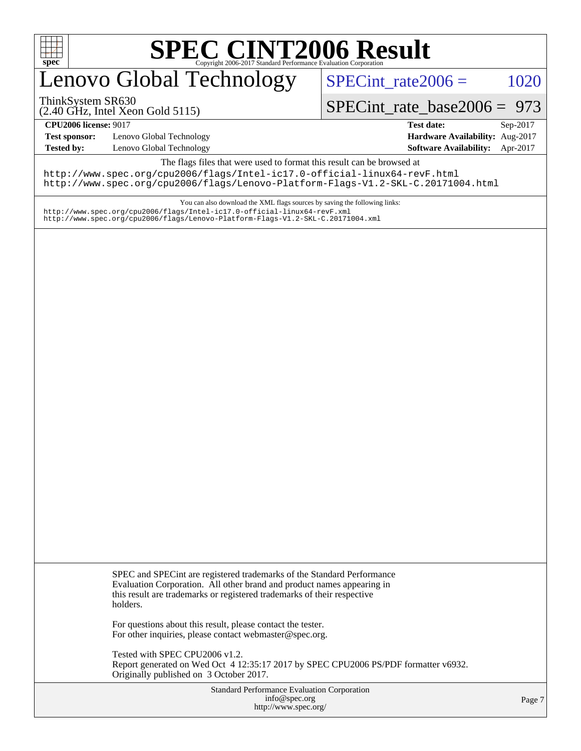# SPEC CINT2006 Result

Copyright 2006-2017 Standard Performance Evaluation Corporation

# Lenovo Global Technology

ThinkSystem SR630
(2.40 GHz, Intel Xeon Gold 5115)

SPECint_rate2006 = 1020

SPECint_rate_base2006 = 973

| | | | |
|---|---|---|---|
| **CPU2006 license:** 9017 | | **Test date:** | Sep-2017 |
| **Test sponsor:** | Lenovo Global Technology | **Hardware Availability:** | Aug-2017 |
| **Tested by:** | Lenovo Global Technology | **Software Availability:** | Apr-2017 |

The flags files that were used to format this result can be browsed at

http://www.spec.org/cpu2006/flags/Intel-ic17.0-official-linux64-revF.html
http://www.spec.org/cpu2006/flags/Lenovo-Platform-Flags-V1.2-SKL-C.20171004.html

You can also download the XML flags sources by saving the following links:

http://www.spec.org/cpu2006/flags/Intel-ic17.0-official-linux64-revF.xml
http://www.spec.org/cpu2006/flags/Lenovo-Platform-Flags-V1.2-SKL-C.20171004.xml

SPEC and SPECint are registered trademarks of the Standard Performance Evaluation Corporation. All other brand and product names appearing in this result are trademarks or registered trademarks of their respective holders.

For questions about this result, please contact the tester.
For other inquiries, please contact webmaster@spec.org.

Tested with SPEC CPU2006 v1.2.
Report generated on Wed Oct 4 12:35:17 2017 by SPEC CPU2006 PS/PDF formatter v6932.
Originally published on 3 October 2017.

Standard Performance Evaluation Corporation
info@spec.org
http://www.spec.org/